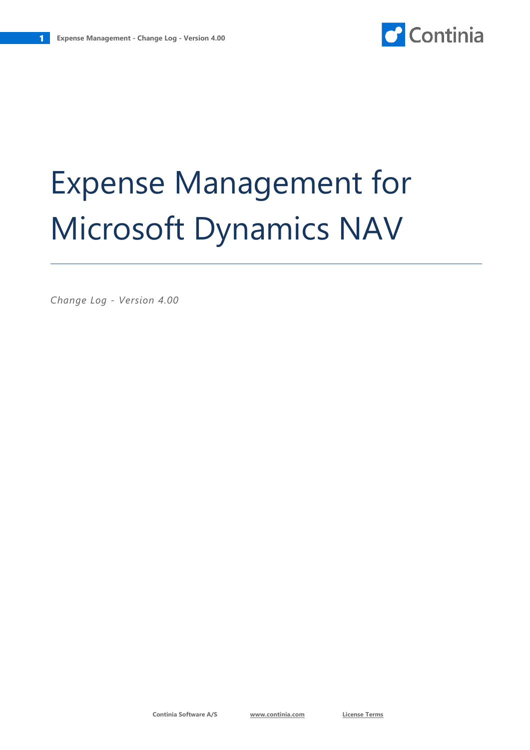# Expense Management for Microsoft Dynamics NAV

*Change Log - Version 4.00*

Continia Software A/S www.continia.com License Terms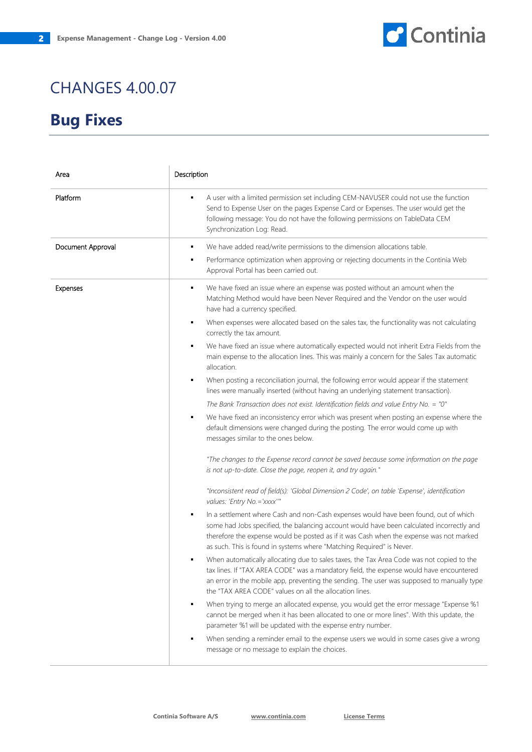# CHANGES 4.00.07

## Bug Fixes

| Area | Description |
|---|---|
| Platform | ▪ A user with a limited permission set including CEM-NAVUSER could not use the function Send to Expense User on the pages Expense Card or Expenses. The user would get the following message: You do not have the following permissions on TableData CEM Synchronization Log: Read. |
| Document Approval | ▪ We have added read/write permissions to the dimension allocations table.<br>▪ Performance optimization when approving or rejecting documents in the Continia Web Approval Portal has been carried out. |
| Expenses | ▪ We have fixed an issue where an expense was posted without an amount when the Matching Method would have been Never Required and the Vendor on the user would have had a currency specified.<br>▪ When expenses were allocated based on the sales tax, the functionality was not calculating correctly the tax amount.<br>▪ We have fixed an issue where automatically expected would not inherit Extra Fields from the main expense to the allocation lines. This was mainly a concern for the Sales Tax automatic allocation.<br>▪ When posting a reconciliation journal, the following error would appear if the statement lines were manually inserted (without having an underlying statement transaction).<br>*The Bank Transaction does not exist. Identification fields and value Entry No. = "0"*<br>▪ We have fixed an inconsistency error which was present when posting an expense where the default dimensions were changed during the posting. The error would come up with messages similar to the ones below.<br><br>*"The changes to the Expense record cannot be saved because some information on the page is not up-to-date. Close the page, reopen it, and try again."*<br><br>*"Inconsistent read of field(s): 'Global Dimension 2 Code', on table 'Expense', identification values: 'Entry No.='xxxx''"*<br>▪ In a settlement where Cash and non-Cash expenses would have been found, out of which some had Jobs specified, the balancing account would have been calculated incorrectly and therefore the expense would be posted as if it was Cash when the expense was not marked as such. This is found in systems where "Matching Required" is Never.<br>▪ When automatically allocating due to sales taxes, the Tax Area Code was not copied to the tax lines. If "TAX AREA CODE" was a mandatory field, the expense would have encountered an error in the mobile app, preventing the sending. The user was supposed to manually type the "TAX AREA CODE" values on all the allocation lines.<br>▪ When trying to merge an allocated expense, you would get the error message "Expense %1 cannot be merged when it has been allocated to one or more lines". With this update, the parameter %1 will be updated with the expense entry number.<br>▪ When sending a reminder email to the expense users we would in some cases give a wrong message or no message to explain the choices. |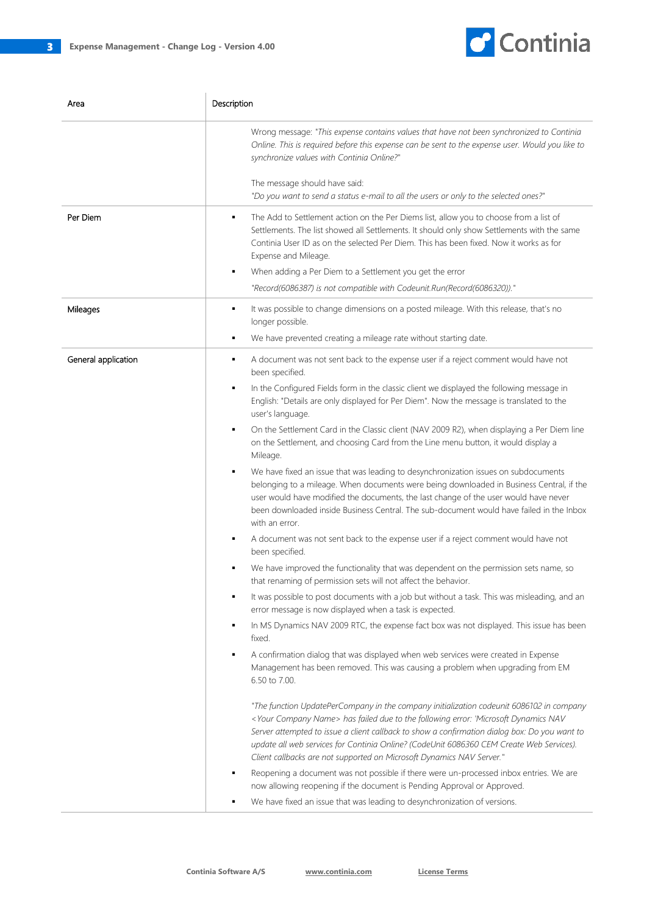| Area | Description |
| --- | --- |
| | Wrong message: *"This expense contains values that have not been synchronized to Continia Online. This is required before this expense can be sent to the expense user. Would you like to synchronize values with Continia Online?"*<br><br>The message should have said:<br>*"Do you want to send a status e-mail to all the users or only to the selected ones?"* |
| Per Diem | ▪ The Add to Settlement action on the Per Diems list, allow you to choose from a list of Settlements. The list showed all Settlements. It should only show Settlements with the same Continia User ID as on the selected Per Diem. This has been fixed. Now it works as for Expense and Mileage.<br>▪ When adding a Per Diem to a Settlement you get the error<br>*"Record(6086387) is not compatible with Codeunit.Run(Record(6086320))."* |
| Mileages | ▪ It was possible to change dimensions on a posted mileage. With this release, that's no longer possible.<br>▪ We have prevented creating a mileage rate without starting date. |
| General application | ▪ A document was not sent back to the expense user if a reject comment would have not been specified.<br>▪ In the Configured Fields form in the classic client we displayed the following message in English: "Details are only displayed for Per Diem". Now the message is translated to the user's language.<br>▪ On the Settlement Card in the Classic client (NAV 2009 R2), when displaying a Per Diem line on the Settlement, and choosing Card from the Line menu button, it would display a Mileage.<br>▪ We have fixed an issue that was leading to desynchronization issues on subdocuments belonging to a mileage. When documents were being downloaded in Business Central, if the user would have modified the documents, the last change of the user would have never been downloaded inside Business Central. The sub-document would have failed in the Inbox with an error.<br>▪ A document was not sent back to the expense user if a reject comment would have not been specified.<br>▪ We have improved the functionality that was dependent on the permission sets name, so that renaming of permission sets will not affect the behavior.<br>▪ It was possible to post documents with a job but without a task. This was misleading, and an error message is now displayed when a task is expected.<br>▪ In MS Dynamics NAV 2009 RTC, the expense fact box was not displayed. This issue has been fixed.<br>▪ A confirmation dialog that was displayed when web services were created in Expense Management has been removed. This was causing a problem when upgrading from EM 6.50 to 7.00.<br><br>*"The function UpdatePerCompany in the company initialization codeunit 6086102 in company <Your Company Name> has failed due to the following error: 'Microsoft Dynamics NAV Server attempted to issue a client callback to show a confirmation dialog box: Do you want to update all web services for Continia Online? (CodeUnit 6086360 CEM Create Web Services). Client callbacks are not supported on Microsoft Dynamics NAV Server."*<br>▪ Reopening a document was not possible if there were un-processed inbox entries. We are now allowing reopening if the document is Pending Approval or Approved.<br>▪ We have fixed an issue that was leading to desynchronization of versions. |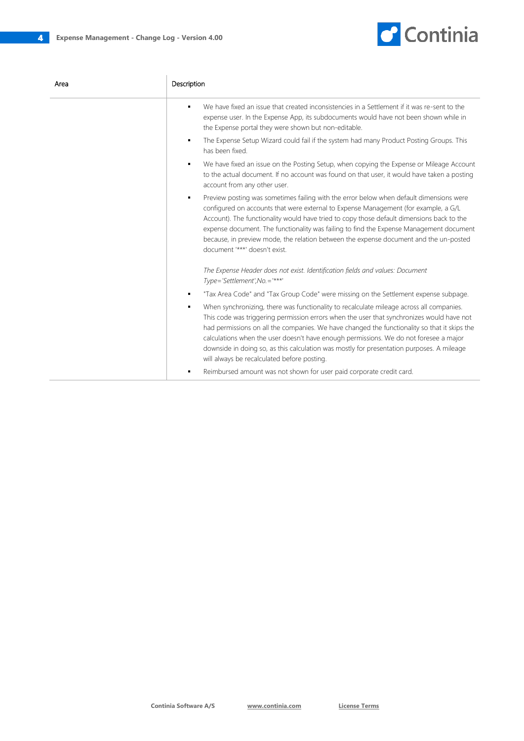| Area | Description |
| --- | --- |
| | <ul><li>We have fixed an issue that created inconsistencies in a Settlement if it was re-sent to the expense user. In the Expense App, its subdocuments would have not been shown while in the Expense portal they were shown but non-editable.</li><li>The Expense Setup Wizard could fail if the system had many Product Posting Groups. This has been fixed.</li><li>We have fixed an issue on the Posting Setup, when copying the Expense or Mileage Account to the actual document. If no account was found on that user, it would have taken a posting account from any other user.</li><li>Preview posting was sometimes failing with the error below when default dimensions were configured on accounts that were external to Expense Management (for example, a G/L Account). The functionality would have tried to copy those default dimensions back to the expense document. The functionality was failing to find the Expense Management document because, in preview mode, the relation between the expense document and the un-posted document '***' doesn't exist.<br><br>*The Expense Header does not exist. Identification fields and values: Document Type='Settlement',No.='***'*</li><li>"Tax Area Code" and "Tax Group Code" were missing on the Settlement expense subpage.</li><li>When synchronizing, there was functionality to recalculate mileage across all companies. This code was triggering permission errors when the user that synchronizes would have not had permissions on all the companies. We have changed the functionality so that it skips the calculations when the user doesn't have enough permissions. We do not foresee a major downside in doing so, as this calculation was mostly for presentation purposes. A mileage will always be recalculated before posting.</li><li>Reimbursed amount was not shown for user paid corporate credit card.</li></ul> |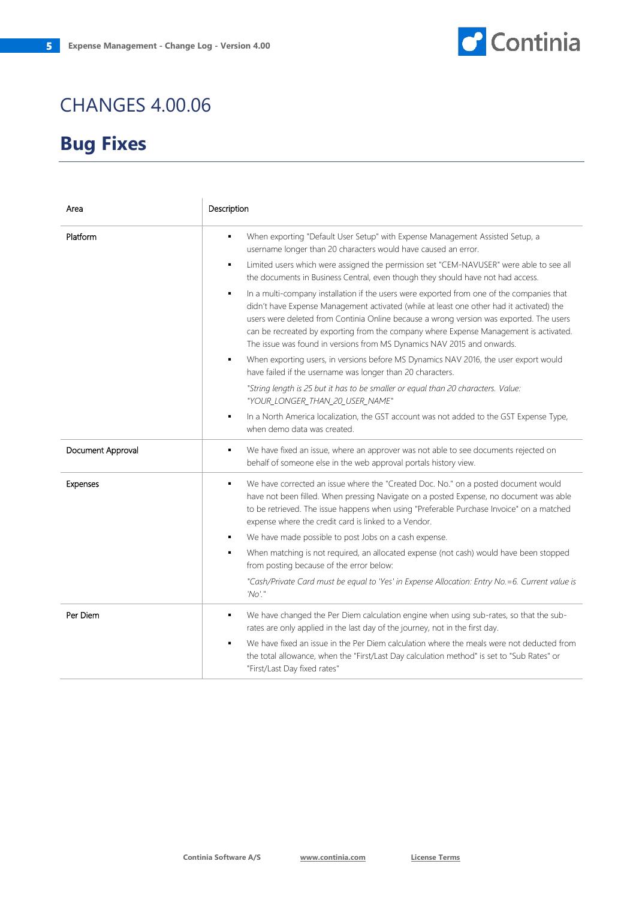# CHANGES 4.00.06

## Bug Fixes

| Area | Description |
|---|---|
| Platform | ▪ When exporting "Default User Setup" with Expense Management Assisted Setup, a username longer than 20 characters would have caused an error.<br>▪ Limited users which were assigned the permission set "CEM-NAVUSER" were able to see all the documents in Business Central, even though they should have not had access.<br>▪ In a multi-company installation if the users were exported from one of the companies that didn't have Expense Management activated (while at least one other had it activated) the users were deleted from Continia Online because a wrong version was exported. The users can be recreated by exporting from the company where Expense Management is activated. The issue was found in versions from MS Dynamics NAV 2015 and onwards.<br>▪ When exporting users, in versions before MS Dynamics NAV 2016, the user export would have failed if the username was longer than 20 characters.<br>*"String length is 25 but it has to be smaller or equal than 20 characters. Value: "YOUR_LONGER_THAN_20_USER_NAME"*<br>▪ In a North America localization, the GST account was not added to the GST Expense Type, when demo data was created. |
| Document Approval | ▪ We have fixed an issue, where an approver was not able to see documents rejected on behalf of someone else in the web approval portals history view. |
| Expenses | ▪ We have corrected an issue where the "Created Doc. No." on a posted document would have not been filled. When pressing Navigate on a posted Expense, no document was able to be retrieved. The issue happens when using "Preferable Purchase Invoice" on a matched expense where the credit card is linked to a Vendor.<br>▪ We have made possible to post Jobs on a cash expense.<br>▪ When matching is not required, an allocated expense (not cash) would have been stopped from posting because of the error below:<br>*"Cash/Private Card must be equal to 'Yes' in Expense Allocation: Entry No.=6. Current value is 'No'."* |
| Per Diem | ▪ We have changed the Per Diem calculation engine when using sub-rates, so that the sub-rates are only applied in the last day of the journey, not in the first day.<br>▪ We have fixed an issue in the Per Diem calculation where the meals were not deducted from the total allowance, when the "First/Last Day calculation method" is set to "Sub Rates" or "First/Last Day fixed rates" |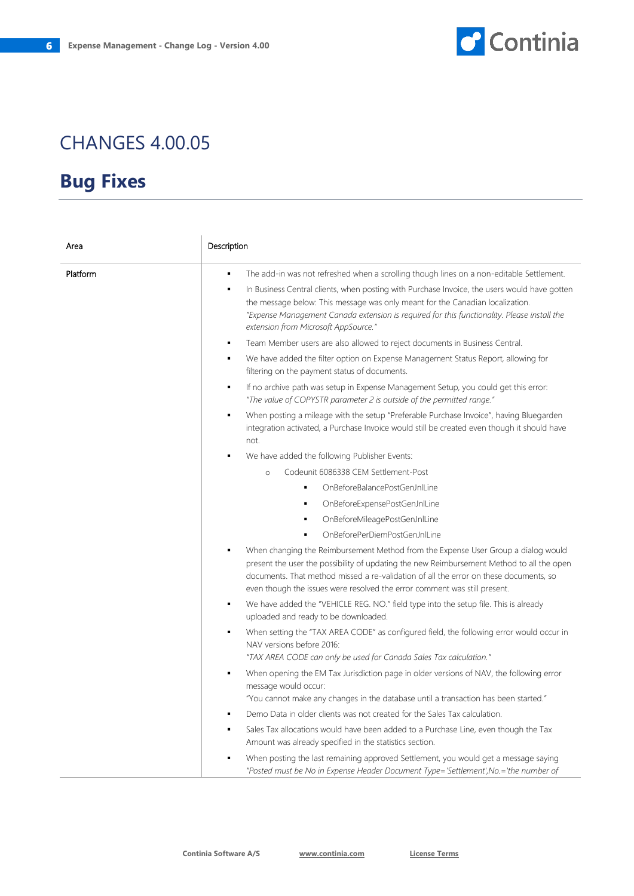# CHANGES 4.00.05

## Bug Fixes

| Area | Description |
|---|---|
| Platform | ▪ The add-in was not refreshed when a scrolling though lines on a non-editable Settlement.<br>▪ In Business Central clients, when posting with Purchase Invoice, the users would have gotten the message below: This message was only meant for the Canadian localization. *"Expense Management Canada extension is required for this functionality. Please install the extension from Microsoft AppSource."*<br>▪ Team Member users are also allowed to reject documents in Business Central.<br>▪ We have added the filter option on Expense Management Status Report, allowing for filtering on the payment status of documents.<br>▪ If no archive path was setup in Expense Management Setup, you could get this error: *"The value of COPYSTR parameter 2 is outside of the permitted range."*<br>▪ When posting a mileage with the setup "Preferable Purchase Invoice", having Bluegarden integration activated, a Purchase Invoice would still be created even though it should have not.<br>▪ We have added the following Publisher Events:<br>  ○ Codeunit 6086338 CEM Settlement-Post<br>    ▪ OnBeforeBalancePostGenJnlLine<br>    ▪ OnBeforeExpensePostGenJnlLine<br>    ▪ OnBeforeMileagePostGenJnlLine<br>    ▪ OnBeforePerDiemPostGenJnlLine<br>▪ When changing the Reimbursement Method from the Expense User Group a dialog would present the user the possibility of updating the new Reimbursement Method to all the open documents. That method missed a re-validation of all the error on these documents, so even though the issues were resolved the error comment was still present.<br>▪ We have added the "VEHICLE REG. NO." field type into the setup file. This is already uploaded and ready to be downloaded.<br>▪ When setting the "TAX AREA CODE" as configured field, the following error would occur in NAV versions before 2016: *"TAX AREA CODE can only be used for Canada Sales Tax calculation."*<br>▪ When opening the EM Tax Jurisdiction page in older versions of NAV, the following error message would occur: "You cannot make any changes in the database until a transaction has been started."<br>▪ Demo Data in older clients was not created for the Sales Tax calculation.<br>▪ Sales Tax allocations would have been added to a Purchase Line, even though the Tax Amount was already specified in the statistics section.<br>▪ When posting the last remaining approved Settlement, you would get a message saying *"Posted must be No in Expense Header Document Type='Settlement',No.='the number of* |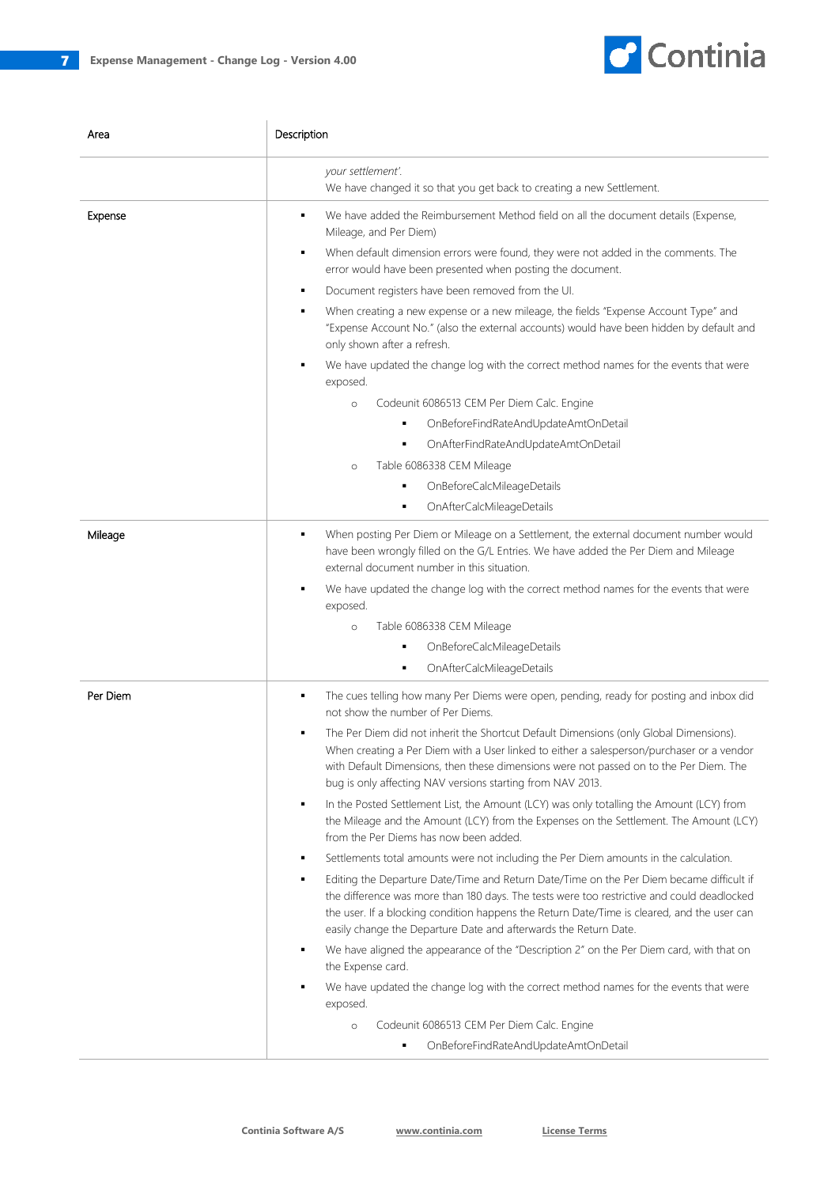| Area | Description |
|---|---|
| | *your settlement'.*<br>We have changed it so that you get back to creating a new Settlement. |
| Expense | ▪ We have added the Reimbursement Method field on all the document details (Expense, Mileage, and Per Diem)<br>▪ When default dimension errors were found, they were not added in the comments. The error would have been presented when posting the document.<br>▪ Document registers have been removed from the UI.<br>▪ When creating a new expense or a new mileage, the fields "Expense Account Type" and "Expense Account No." (also the external accounts) would have been hidden by default and only shown after a refresh.<br>▪ We have updated the change log with the correct method names for the events that were exposed.<br>&nbsp;&nbsp;&nbsp;&nbsp;○ Codeunit 6086513 CEM Per Diem Calc. Engine<br>&nbsp;&nbsp;&nbsp;&nbsp;&nbsp;&nbsp;&nbsp;&nbsp;▪ OnBeforeFindRateAndUpdateAmtOnDetail<br>&nbsp;&nbsp;&nbsp;&nbsp;&nbsp;&nbsp;&nbsp;&nbsp;▪ OnAfterFindRateAndUpdateAmtOnDetail<br>&nbsp;&nbsp;&nbsp;&nbsp;○ Table 6086338 CEM Mileage<br>&nbsp;&nbsp;&nbsp;&nbsp;&nbsp;&nbsp;&nbsp;&nbsp;▪ OnBeforeCalcMileageDetails<br>&nbsp;&nbsp;&nbsp;&nbsp;&nbsp;&nbsp;&nbsp;&nbsp;▪ OnAfterCalcMileageDetails |
| Mileage | ▪ When posting Per Diem or Mileage on a Settlement, the external document number would have been wrongly filled on the G/L Entries. We have added the Per Diem and Mileage external document number in this situation.<br>▪ We have updated the change log with the correct method names for the events that were exposed.<br>&nbsp;&nbsp;&nbsp;&nbsp;○ Table 6086338 CEM Mileage<br>&nbsp;&nbsp;&nbsp;&nbsp;&nbsp;&nbsp;&nbsp;&nbsp;▪ OnBeforeCalcMileageDetails<br>&nbsp;&nbsp;&nbsp;&nbsp;&nbsp;&nbsp;&nbsp;&nbsp;▪ OnAfterCalcMileageDetails |
| Per Diem | ▪ The cues telling how many Per Diems were open, pending, ready for posting and inbox did not show the number of Per Diems.<br>▪ The Per Diem did not inherit the Shortcut Default Dimensions (only Global Dimensions). When creating a Per Diem with a User linked to either a salesperson/purchaser or a vendor with Default Dimensions, then these dimensions were not passed on to the Per Diem. The bug is only affecting NAV versions starting from NAV 2013.<br>▪ In the Posted Settlement List, the Amount (LCY) was only totalling the Amount (LCY) from the Mileage and the Amount (LCY) from the Expenses on the Settlement. The Amount (LCY) from the Per Diems has now been added.<br>▪ Settlements total amounts were not including the Per Diem amounts in the calculation.<br>▪ Editing the Departure Date/Time and Return Date/Time on the Per Diem became difficult if the difference was more than 180 days. The tests were too restrictive and could deadlocked the user. If a blocking condition happens the Return Date/Time is cleared, and the user can easily change the Departure Date and afterwards the Return Date.<br>▪ We have aligned the appearance of the "Description 2" on the Per Diem card, with that on the Expense card.<br>▪ We have updated the change log with the correct method names for the events that were exposed.<br>&nbsp;&nbsp;&nbsp;&nbsp;○ Codeunit 6086513 CEM Per Diem Calc. Engine<br>&nbsp;&nbsp;&nbsp;&nbsp;&nbsp;&nbsp;&nbsp;&nbsp;▪ OnBeforeFindRateAndUpdateAmtOnDetail |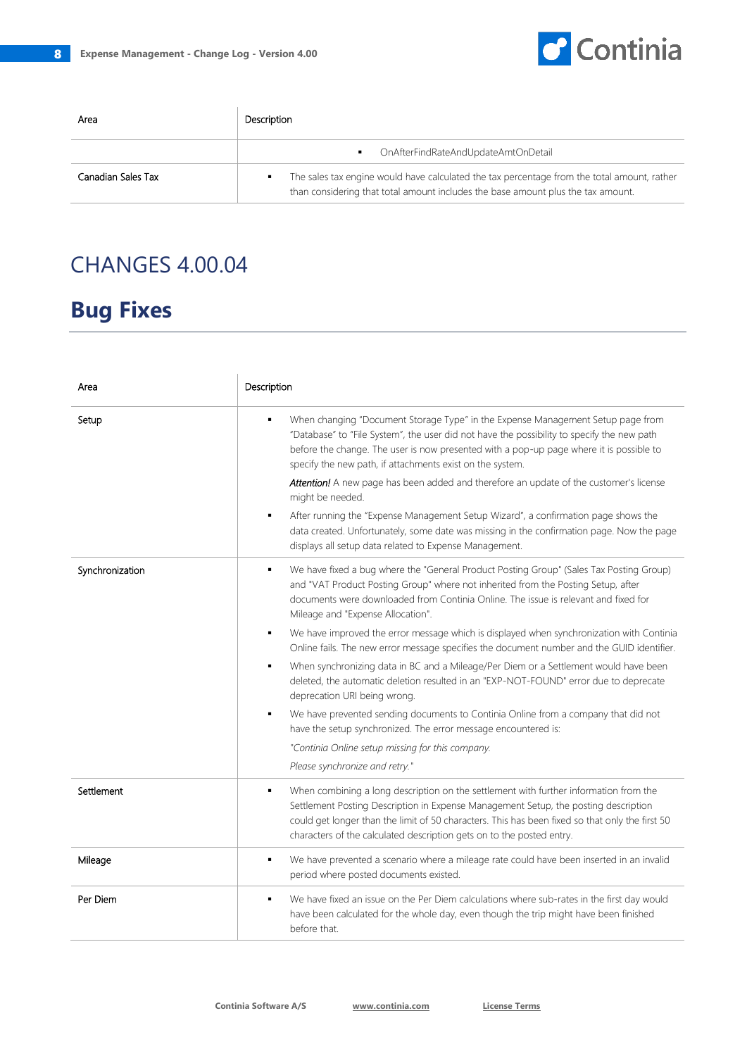| Area | Description |
|---|---|
| | ▪ OnAfterFindRateAndUpdateAmtOnDetail |
| Canadian Sales Tax | ▪ The sales tax engine would have calculated the tax percentage from the total amount, rather than considering that total amount includes the base amount plus the tax amount. |

# CHANGES 4.00.04

## Bug Fixes

| Area | Description |
|---|---|
| Setup | ▪ When changing "Document Storage Type" in the Expense Management Setup page from "Database" to "File System", the user did not have the possibility to specify the new path before the change. The user is now presented with a pop-up page where it is possible to specify the new path, if attachments exist on the system. <br> ***Attention!*** A new page has been added and therefore an update of the customer's license might be needed. <br> ▪ After running the "Expense Management Setup Wizard", a confirmation page shows the data created. Unfortunately, some date was missing in the confirmation page. Now the page displays all setup data related to Expense Management. |
| Synchronization | ▪ We have fixed a bug where the "General Product Posting Group" (Sales Tax Posting Group) and "VAT Product Posting Group" where not inherited from the Posting Setup, after documents were downloaded from Continia Online. The issue is relevant and fixed for Mileage and "Expense Allocation". <br> ▪ We have improved the error message which is displayed when synchronization with Continia Online fails. The new error message specifies the document number and the GUID identifier. <br> ▪ When synchronizing data in BC and a Mileage/Per Diem or a Settlement would have been deleted, the automatic deletion resulted in an "EXP-NOT-FOUND" error due to deprecate deprecation URI being wrong. <br> ▪ We have prevented sending documents to Continia Online from a company that did not have the setup synchronized. The error message encountered is: <br> *"Continia Online setup missing for this company.* <br> *Please synchronize and retry."* |
| Settlement | ▪ When combining a long description on the settlement with further information from the Settlement Posting Description in Expense Management Setup, the posting description could get longer than the limit of 50 characters. This has been fixed so that only the first 50 characters of the calculated description gets on to the posted entry. |
| Mileage | ▪ We have prevented a scenario where a mileage rate could have been inserted in an invalid period where posted documents existed. |
| Per Diem | ▪ We have fixed an issue on the Per Diem calculations where sub-rates in the first day would have been calculated for the whole day, even though the trip might have been finished before that. |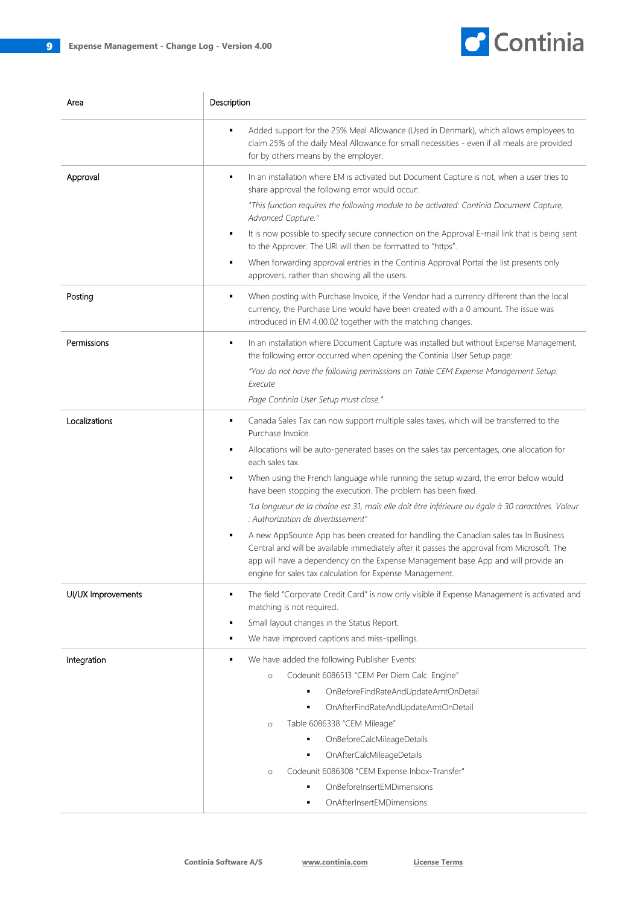| Area | Description |
| --- | --- |
| | ▪ Added support for the 25% Meal Allowance (Used in Denmark), which allows employees to claim 25% of the daily Meal Allowance for small necessities - even if all meals are provided for by others means by the employer. |
| Approval | ▪ In an installation where EM is activated but Document Capture is not, when a user tries to share approval the following error would occur:<br>*"This function requires the following module to be activated: Continia Document Capture, Advanced Capture."*<br>▪ It is now possible to specify secure connection on the Approval E-mail link that is being sent to the Approver. The URI will then be formatted to "https".<br>▪ When forwarding approval entries in the Continia Approval Portal the list presents only approvers, rather than showing all the users. |
| Posting | ▪ When posting with Purchase Invoice, if the Vendor had a currency different than the local currency, the Purchase Line would have been created with a 0 amount. The issue was introduced in EM 4.00.02 together with the matching changes. |
| Permissions | ▪ In an installation where Document Capture was installed but without Expense Management, the following error occurred when opening the Continia User Setup page:<br>*"You do not have the following permissions on Table CEM Expense Management Setup: Execute*<br>*Page Continia User Setup must close."* |
| Localizations | ▪ Canada Sales Tax can now support multiple sales taxes, which will be transferred to the Purchase Invoice.<br>▪ Allocations will be auto-generated bases on the sales tax percentages, one allocation for each sales tax.<br>▪ When using the French language while running the setup wizard, the error below would have been stopping the execution. The problem has been fixed.<br>*"La longueur de la chaîne est 31, mais elle doit être inférieure ou égale à 30 caractères. Valeur : Authorization de divertissement"*<br>▪ A new AppSource App has been created for handling the Canadian sales tax In Business Central and will be available immediately after it passes the approval from Microsoft. The app will have a dependency on the Expense Management base App and will provide an engine for sales tax calculation for Expense Management. |
| UI/UX Improvements | ▪ The field "Corporate Credit Card" is now only visible if Expense Management is activated and matching is not required.<br>▪ Small layout changes in the Status Report.<br>▪ We have improved captions and miss-spellings. |
| Integration | ▪ We have added the following Publisher Events:<br>○ Codeunit 6086513 "CEM Per Diem Calc. Engine"<br>▪ OnBeforeFindRateAndUpdateAmtOnDetail<br>▪ OnAfterFindRateAndUpdateAmtOnDetail<br>○ Table 6086338 "CEM Mileage"<br>▪ OnBeforeCalcMileageDetails<br>▪ OnAfterCalcMileageDetails<br>○ Codeunit 6086308 "CEM Expense Inbox-Transfer"<br>▪ OnBeforeInsertEMDimensions<br>▪ OnAfterInsertEMDimensions |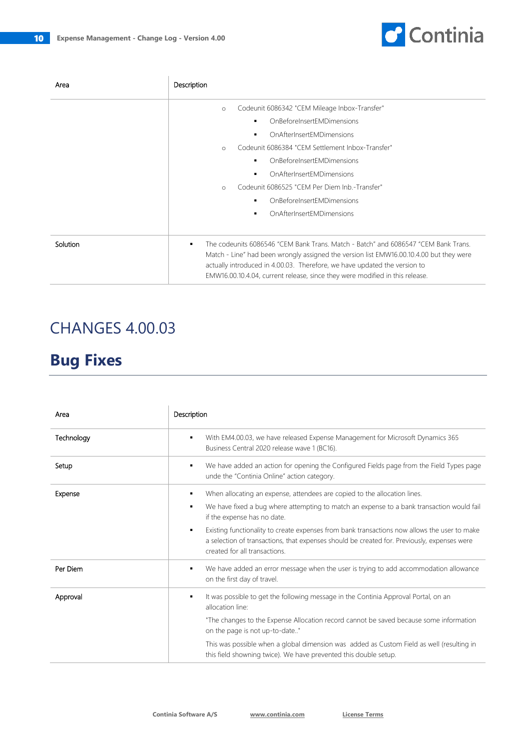| Area | Description |
|---|---|
| | ○ Codeunit 6086342 "CEM Mileage Inbox-Transfer"<br>▪ OnBeforeInsertEMDimensions<br>▪ OnAfterInsertEMDimensions<br>○ Codeunit 6086384 "CEM Settlement Inbox-Transfer"<br>▪ OnBeforeInsertEMDimensions<br>▪ OnAfterInsertEMDimensions<br>○ Codeunit 6086525 "CEM Per Diem Inb.-Transfer"<br>▪ OnBeforeInsertEMDimensions<br>▪ OnAfterInsertEMDimensions |
| Solution | ▪ The codeunits 6086546 "CEM Bank Trans. Match - Batch" and 6086547 "CEM Bank Trans. Match - Line" had been wrongly assigned the version list EMW16.00.10.4.00 but they were actually introduced in 4.00.03. Therefore, we have updated the version to EMW16.00.10.4.04, current release, since they were modified in this release. |

# CHANGES 4.00.03

## Bug Fixes

| Area | Description |
|---|---|
| Technology | ▪ With EM4.00.03, we have released Expense Management for Microsoft Dynamics 365 Business Central 2020 release wave 1 (BC16). |
| Setup | ▪ We have added an action for opening the Configured Fields page from the Field Types page unde the "Continia Online" action category. |
| Expense | ▪ When allocating an expense, attendees are copied to the allocation lines.<br>▪ We have fixed a bug where attempting to match an expense to a bank transaction would fail if the expense has no date.<br>▪ Existing functionality to create expenses from bank transactions now allows the user to make a selection of transactions, that expenses should be created for. Previously, expenses were created for all transactions. |
| Per Diem | ▪ We have added an error message when the user is trying to add accommodation allowance on the first day of travel. |
| Approval | ▪ It was possible to get the following message in the Continia Approval Portal, on an allocation line:<br>"The changes to the Expense Allocation record cannot be saved because some information on the page is not up-to-date.."<br>This was possible when a global dimension was added as Custom Field as well (resulting in this field showning twice). We have prevented this double setup. |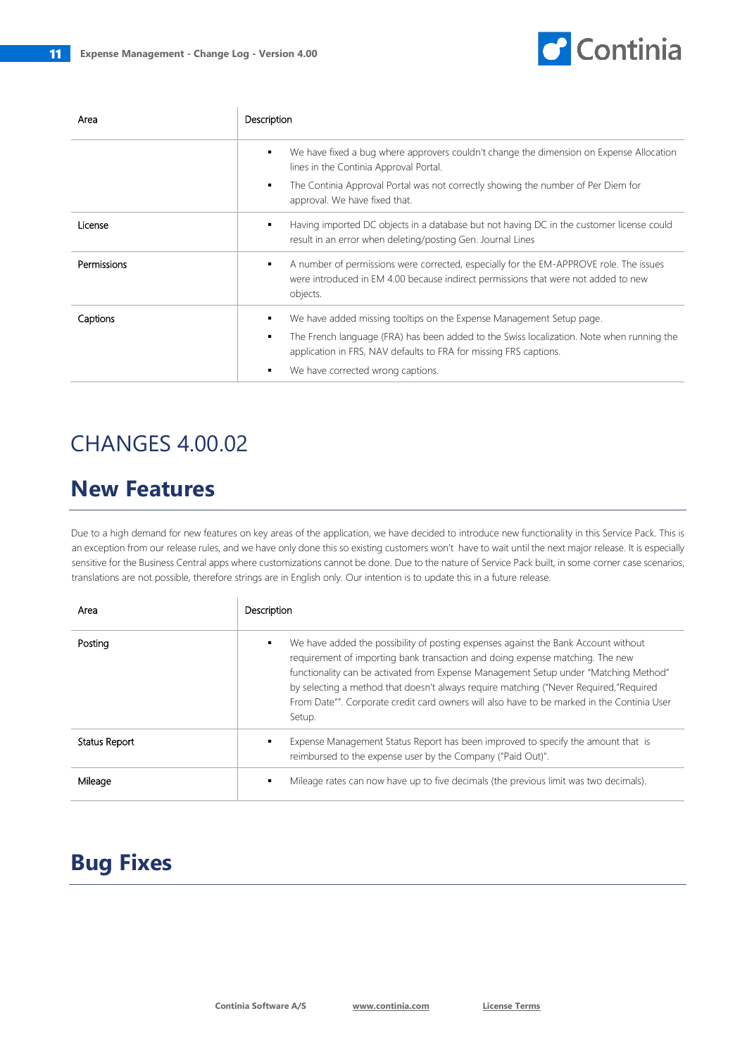| Area | Description |
| --- | --- |
| | ▪ We have fixed a bug where approvers couldn't change the dimension on Expense Allocation lines in the Continia Approval Portal.<br>▪ The Continia Approval Portal was not correctly showing the number of Per Diem for approval. We have fixed that. |
| License | ▪ Having imported DC objects in a database but not having DC in the customer license could result in an error when deleting/posting Gen. Journal Lines |
| Permissions | ▪ A number of permissions were corrected, especially for the EM-APPROVE role. The issues were introduced in EM 4.00 because indirect permissions that were not added to new objects. |
| Captions | ▪ We have added missing tooltips on the Expense Management Setup page.<br>▪ The French language (FRA) has been added to the Swiss localization. Note when running the application in FRS, NAV defaults to FRA for missing FRS captions.<br>▪ We have corrected wrong captions. |

# CHANGES 4.00.02

## New Features

Due to a high demand for new features on key areas of the application, we have decided to introduce new functionality in this Service Pack. This is an exception from our release rules, and we have only done this so existing customers won't have to wait until the next major release. It is especially sensitive for the Business Central apps where customizations cannot be done. Due to the nature of Service Pack built, in some corner case scenarios, translations are not possible, therefore strings are in English only. Our intention is to update this in a future release.

| Area | Description |
| --- | --- |
| Posting | ▪ We have added the possibility of posting expenses against the Bank Account without requirement of importing bank transaction and doing expense matching. The new functionality can be activated from Expense Management Setup under "Matching Method" by selecting a method that doesn't always require matching ("Never Required,"Required From Date"". Corporate credit card owners will also have to be marked in the Continia User Setup. |
| Status Report | ▪ Expense Management Status Report has been improved to specify the amount that is reimbursed to the expense user by the Company ("Paid Out)". |
| Mileage | ▪ Mileage rates can now have up to five decimals (the previous limit was two decimals). |

## Bug Fixes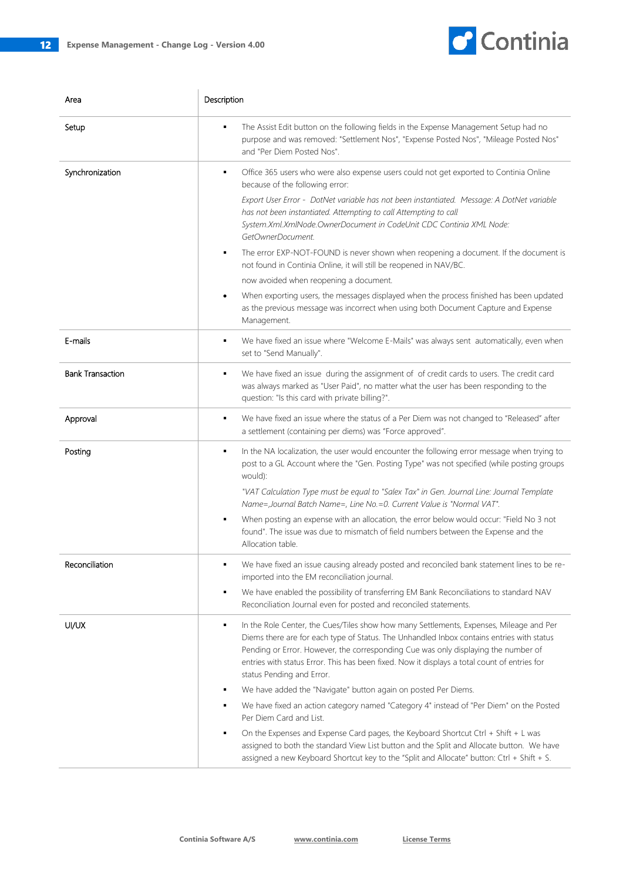| Area | Description |
| --- | --- |
| Setup | ▪ The Assist Edit button on the following fields in the Expense Management Setup had no purpose and was removed: "Settlement Nos", "Expense Posted Nos", "Mileage Posted Nos" and "Per Diem Posted Nos". |
| Synchronization | ▪ Office 365 users who were also expense users could not get exported to Continia Online because of the following error:<br>*Export User Error - DotNet variable has not been instantiated. Message: A DotNet variable has not been instantiated. Attempting to call Attempting to call System.Xml.XmlNode.OwnerDocument in CodeUnit CDC Continia XML Node: GetOwnerDocument.*<br>▪ The error EXP-NOT-FOUND is never shown when reopening a document. If the document is not found in Continia Online, it will still be reopened in NAV/BC.<br>now avoided when reopening a document.<br>• When exporting users, the messages displayed when the process finished has been updated as the previous message was incorrect when using both Document Capture and Expense Management. |
| E-mails | ▪ We have fixed an issue where "Welcome E-Mails" was always sent automatically, even when set to "Send Manually". |
| Bank Transaction | ▪ We have fixed an issue during the assignment of of credit cards to users. The credit card was always marked as "User Paid", no matter what the user has been responding to the question: "Is this card with private billing?". |
| Approval | ▪ We have fixed an issue where the status of a Per Diem was not changed to "Released" after a settlement (containing per diems) was "Force approved". |
| Posting | ▪ In the NA localization, the user would encounter the following error message when trying to post to a GL Account where the "Gen. Posting Type" was not specified (while posting groups would):<br>*"VAT Calculation Type must be equal to "Salex Tax" in Gen. Journal Line: Journal Template Name=,Journal Batch Name=, Line No.=0. Current Value is "Normal VAT".*<br>▪ When posting an expense with an allocation, the error below would occur: "Field No 3 not found". The issue was due to mismatch of field numbers between the Expense and the Allocation table. |
| Reconciliation | ▪ We have fixed an issue causing already posted and reconciled bank statement lines to be re-imported into the EM reconciliation journal.<br>▪ We have enabled the possibility of transferring EM Bank Reconciliations to standard NAV Reconciliation Journal even for posted and reconciled statements. |
| UI/UX | ▪ In the Role Center, the Cues/Tiles show how many Settlements, Expenses, Mileage and Per Diems there are for each type of Status. The Unhandled Inbox contains entries with status Pending or Error. However, the corresponding Cue was only displaying the number of entries with status Error. This has been fixed. Now it displays a total count of entries for status Pending and Error.<br>▪ We have added the "Navigate" button again on posted Per Diems.<br>▪ We have fixed an action category named "Category 4" instead of "Per Diem" on the Posted Per Diem Card and List.<br>▪ On the Expenses and Expense Card pages, the Keyboard Shortcut Ctrl + Shift + L was assigned to both the standard View List button and the Split and Allocate button. We have assigned a new Keyboard Shortcut key to the "Split and Allocate" button: Ctrl + Shift + S. |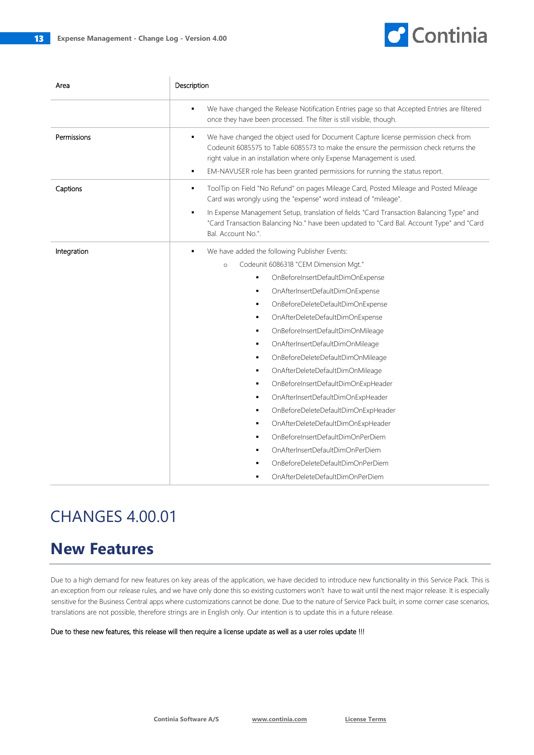| Area | Description |
| --- | --- |
| | ▪ We have changed the Release Notification Entries page so that Accepted Entries are filtered once they have been processed. The filter is still visible, though. |
| Permissions | ▪ We have changed the object used for Document Capture license permission check from Codeunit 6085575 to Table 6085573 to make the ensure the permission check returns the right value in an installation where only Expense Management is used.<br>▪ EM-NAVUSER role has been granted permissions for running the status report. |
| Captions | ▪ ToolTip on Field "No Refund" on pages Mileage Card, Posted Mileage and Posted Mileage Card was wrongly using the "expense" word instead of "mileage".<br>▪ In Expense Management Setup, translation of fields "Card Transaction Balancing Type" and "Card Transaction Balancing No." have been updated to "Card Bal. Account Type" and "Card Bal. Account No.". |
| Integration | ▪ We have added the following Publisher Events:<br>  o Codeunit 6086318 "CEM Dimension Mgt."<br>    ▪ OnBeforeInsertDefaultDimOnExpense<br>    ▪ OnAfterInsertDefaultDimOnExpense<br>    ▪ OnBeforeDeleteDefaultDimOnExpense<br>    ▪ OnAfterDeleteDefaultDimOnExpense<br>    ▪ OnBeforeInsertDefaultDimOnMileage<br>    ▪ OnAfterInsertDefaultDimOnMileage<br>    ▪ OnBeforeDeleteDefaultDimOnMileage<br>    ▪ OnAfterDeleteDefaultDimOnMileage<br>    ▪ OnBeforeInsertDefaultDimOnExpHeader<br>    ▪ OnAfterInsertDefaultDimOnExpHeader<br>    ▪ OnBeforeDeleteDefaultDimOnExpHeader<br>    ▪ OnAfterDeleteDefaultDimOnExpHeader<br>    ▪ OnBeforeInsertDefaultDimOnPerDiem<br>    ▪ OnAfterInsertDefaultDimOnPerDiem<br>    ▪ OnBeforeDeleteDefaultDimOnPerDiem<br>    ▪ OnAfterDeleteDefaultDimOnPerDiem |

# CHANGES 4.00.01

## New Features

Due to a high demand for new features on key areas of the application, we have decided to introduce new functionality in this Service Pack. This is an exception from our release rules, and we have only done this so existing customers won't have to wait until the next major release. It is especially sensitive for the Business Central apps where customizations cannot be done. Due to the nature of Service Pack built, in some corner case scenarios, translations are not possible, therefore strings are in English only. Our intention is to update this in a future release.

Due to these new features, this release will then require a license update as well as a user roles update !!!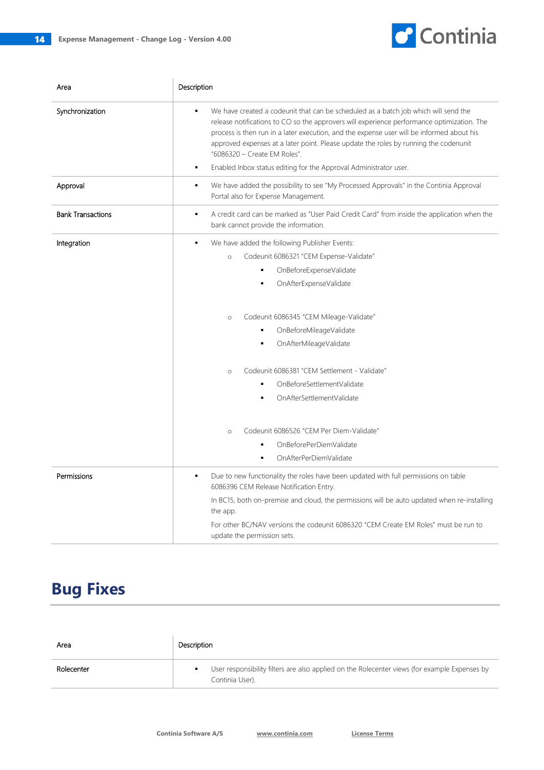| Area | Description |
|---|---|
| Synchronization | ▪ We have created a codeunit that can be scheduled as a batch job which will send the release notifications to CO so the approvers will experience performance optimization. The process is then run in a later execution, and the expense user will be informed about his approved expenses at a later point. Please update the roles by running the codeunit "6086320 – Create EM Roles".<br>▪ Enabled Inbox status editing for the Approval Administrator user. |
| Approval | ▪ We have added the possibility to see "My Processed Approvals" in the Continia Approval Portal also for Expense Management. |
| Bank Transactions | ▪ A credit card can be marked as "User Paid Credit Card" from inside the application when the bank cannot provide the information. |
| Integration | ▪ We have added the following Publisher Events:<br>  ○ Codeunit 6086321 "CEM Expense-Validate"<br>    ▪ OnBeforeExpenseValidate<br>    ▪ OnAfterExpenseValidate<br>  ○ Codeunit 6086345 "CEM Mileage-Validate"<br>    ▪ OnBeforeMileageValidate<br>    ▪ OnAfterMileageValidate<br>  ○ Codeunit 6086381 "CEM Settlement - Validate"<br>    ▪ OnBeforeSettlementValidate<br>    ▪ OnAfterSettlementValidate<br>  ○ Codeunit 6086526 "CEM Per Diem-Validate"<br>    ▪ OnBeforePerDiemValidate<br>    ▪ OnAfterPerDiemValidate |
| Permissions | ▪ Due to new functionality the roles have been updated with full permissions on table 6086396 CEM Release Notification Entry.<br>In BC15, both on-premise and cloud, the permissions will be auto updated when re-installing the app.<br>For other BC/NAV versions the codeunit 6086320 "CEM Create EM Roles" must be run to update the permission sets. |

# Bug Fixes

| Area | Description |
|---|---|
| Rolecenter | ▪ User responsibility filters are also applied on the Rolecenter views (for example Expenses by Continia User). |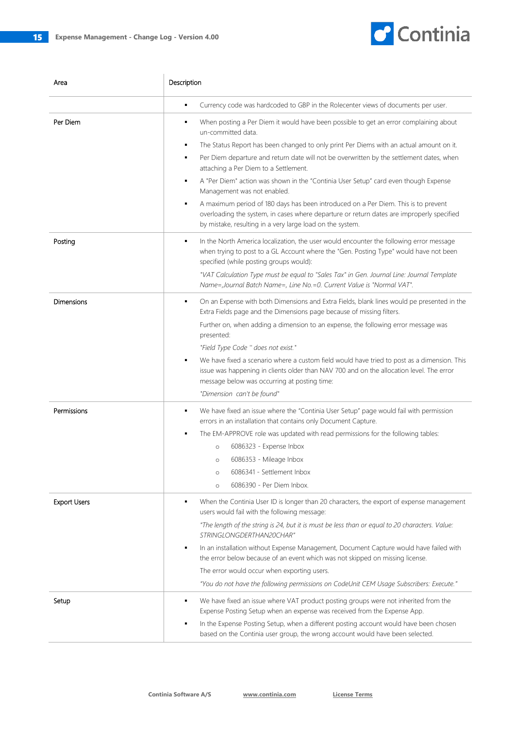| Area | Description |
|---|---|
| | ▪ Currency code was hardcoded to GBP in the Rolecenter views of documents per user. |
| Per Diem | ▪ When posting a Per Diem it would have been possible to get an error complaining about un-committed data.<br>▪ The Status Report has been changed to only print Per Diems with an actual amount on it.<br>▪ Per Diem departure and return date will not be overwritten by the settlement dates, when attaching a Per Diem to a Settlement.<br>▪ A "Per Diem" action was shown in the "Continia User Setup" card even though Expense Management was not enabled.<br>▪ A maximum period of 180 days has been introduced on a Per Diem. This is to prevent overloading the system, in cases where departure or return dates are improperly specified by mistake, resulting in a very large load on the system. |
| Posting | ▪ In the North America localization, the user would encounter the following error message when trying to post to a GL Account where the "Gen. Posting Type" would have not been specified (while posting groups would):<br>*"VAT Calculation Type must be equal to "Sales Tax" in Gen. Journal Line: Journal Template Name=,Journal Batch Name=, Line No.=0. Current Value is "Normal VAT".* |
| Dimensions | ▪ On an Expense with both Dimensions and Extra Fields, blank lines would pe presented in the Extra Fields page and the Dimensions page because of missing filters.<br>Further on, when adding a dimension to an expense, the following error message was presented:<br>*"Field Type Code '' does not exist."*<br>▪ We have fixed a scenario where a custom field would have tried to post as a dimension. This issue was happening in clients older than NAV 700 and on the allocation level. The error message below was occurring at posting time:<br>*"Dimension  can't be found"* |
| Permissions | ▪ We have fixed an issue where the "Continia User Setup" page would fail with permission errors in an installation that contains only Document Capture.<br>▪ The EM-APPROVE role was updated with read permissions for the following tables:<br>○ 6086323 - Expense Inbox<br>○ 6086353 - Mileage Inbox<br>○ 6086341 - Settlement Inbox<br>○ 6086390 - Per Diem Inbox. |
| Export Users | ▪ When the Continia User ID is longer than 20 characters, the export of expense management users would fail with the following message:<br>*"The length of the string is 24, but it is must be less than or equal to 20 characters. Value: STRINGLONGDERTHAN20CHAR"*<br>▪ In an installation without Expense Management, Document Capture would have failed with the error below because of an event which was not skipped on missing license.<br>The error would occur when exporting users.<br>*"You do not have the following permissions on CodeUnit CEM Usage Subscribers: Execute."* |
| Setup | ▪ We have fixed an issue where VAT product posting groups were not inherited from the Expense Posting Setup when an expense was received from the Expense App.<br>▪ In the Expense Posting Setup, when a different posting account would have been chosen based on the Continia user group, the wrong account would have been selected. |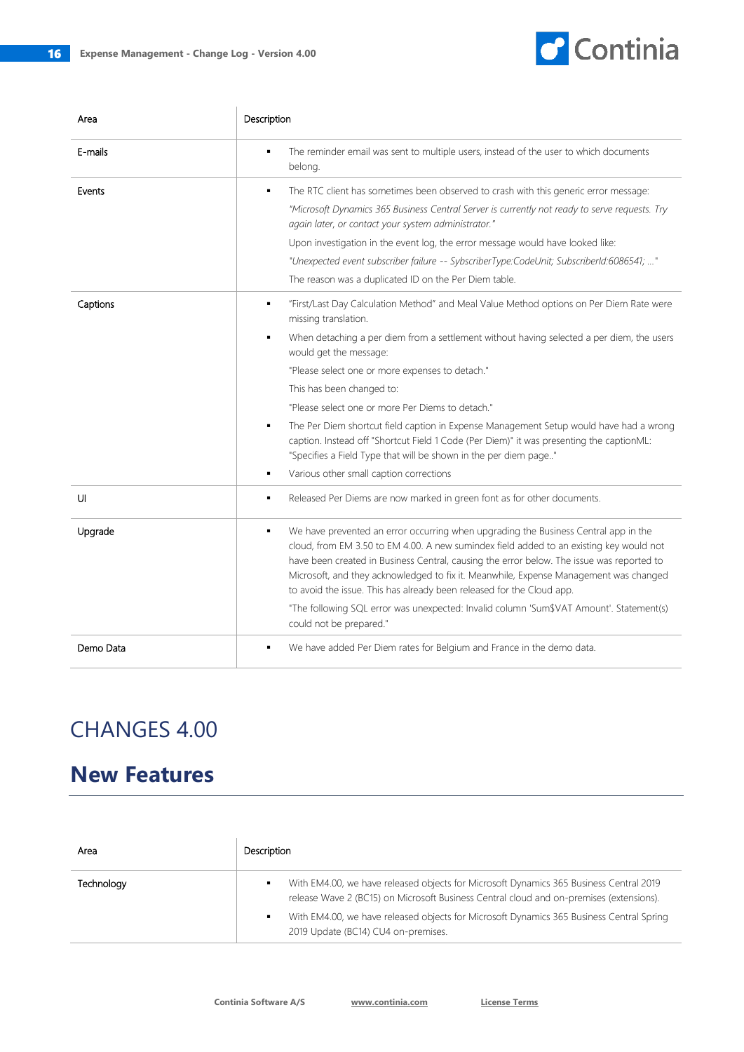| Area | Description |
| --- | --- |
| E-mails | ▪ The reminder email was sent to multiple users, instead of the user to which documents belong. |
| Events | ▪ The RTC client has sometimes been observed to crash with this generic error message: *"Microsoft Dynamics 365 Business Central Server is currently not ready to serve requests. Try again later, or contact your system administrator."* Upon investigation in the event log, the error message would have looked like: *"Unexpected event subscriber failure -- SybscriberType:CodeUnit; SubscriberId:6086541; ..."* The reason was a duplicated ID on the Per Diem table. |
| Captions | ▪ "First/Last Day Calculation Method" and Meal Value Method options on Per Diem Rate were missing translation. <br> ▪ When detaching a per diem from a settlement without having selected a per diem, the users would get the message: "Please select one or more expenses to detach." This has been changed to: "Please select one or more Per Diems to detach." <br> ▪ The Per Diem shortcut field caption in Expense Management Setup would have had a wrong caption. Instead off "Shortcut Field 1 Code (Per Diem)" it was presenting the captionML: "Specifies a Field Type that will be shown in the per diem page.." <br> ▪ Various other small caption corrections |
| UI | ▪ Released Per Diems are now marked in green font as for other documents. |
| Upgrade | ▪ We have prevented an error occurring when upgrading the Business Central app in the cloud, from EM 3.50 to EM 4.00. A new sumindex field added to an existing key would not have been created in Business Central, causing the error below. The issue was reported to Microsoft, and they acknowledged to fix it. Meanwhile, Expense Management was changed to avoid the issue. This has already been released for the Cloud app. "The following SQL error was unexpected: Invalid column 'Sum$VAT Amount'. Statement(s) could not be prepared." |
| Demo Data | ▪ We have added Per Diem rates for Belgium and France in the demo data. |

# CHANGES 4.00

## New Features

| Area | Description |
| --- | --- |
| Technology | ▪ With EM4.00, we have released objects for Microsoft Dynamics 365 Business Central 2019 release Wave 2 (BC15) on Microsoft Business Central cloud and on-premises (extensions). <br> ▪ With EM4.00, we have released objects for Microsoft Dynamics 365 Business Central Spring 2019 Update (BC14) CU4 on-premises. |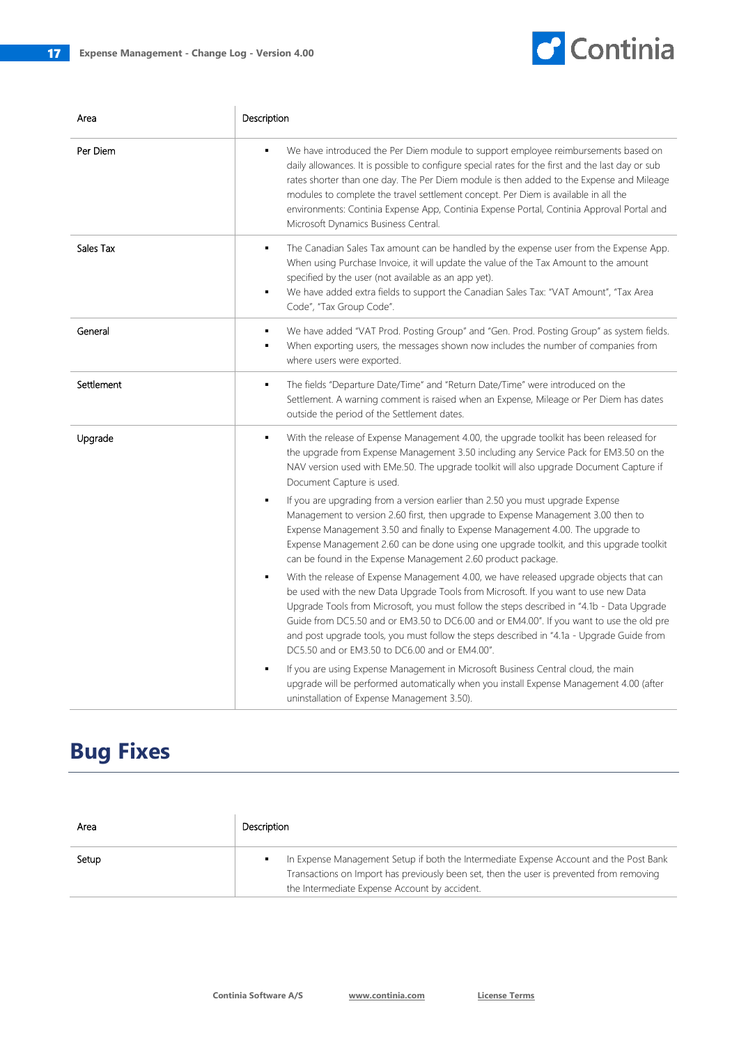| Area | Description |
| --- | --- |
| Per Diem | ▪ We have introduced the Per Diem module to support employee reimbursements based on daily allowances. It is possible to configure special rates for the first and the last day or sub rates shorter than one day. The Per Diem module is then added to the Expense and Mileage modules to complete the travel settlement concept. Per Diem is available in all the environments: Continia Expense App, Continia Expense Portal, Continia Approval Portal and Microsoft Dynamics Business Central. |
| Sales Tax | ▪ The Canadian Sales Tax amount can be handled by the expense user from the Expense App. When using Purchase Invoice, it will update the value of the Tax Amount to the amount specified by the user (not available as an app yet).<br>▪ We have added extra fields to support the Canadian Sales Tax: "VAT Amount", "Tax Area Code", "Tax Group Code". |
| General | ▪ We have added "VAT Prod. Posting Group" and "Gen. Prod. Posting Group" as system fields.<br>▪ When exporting users, the messages shown now includes the number of companies from where users were exported. |
| Settlement | ▪ The fields "Departure Date/Time" and "Return Date/Time" were introduced on the Settlement. A warning comment is raised when an Expense, Mileage or Per Diem has dates outside the period of the Settlement dates. |
| Upgrade | ▪ With the release of Expense Management 4.00, the upgrade toolkit has been released for the upgrade from Expense Management 3.50 including any Service Pack for EM3.50 on the NAV version used with EMe.50. The upgrade toolkit will also upgrade Document Capture if Document Capture is used.<br>▪ If you are upgrading from a version earlier than 2.50 you must upgrade Expense Management to version 2.60 first, then upgrade to Expense Management 3.00 then to Expense Management 3.50 and finally to Expense Management 4.00. The upgrade to Expense Management 2.60 can be done using one upgrade toolkit, and this upgrade toolkit can be found in the Expense Management 2.60 product package.<br>▪ With the release of Expense Management 4.00, we have released upgrade objects that can be used with the new Data Upgrade Tools from Microsoft. If you want to use new Data Upgrade Tools from Microsoft, you must follow the steps described in "4.1b - Data Upgrade Guide from DC5.50 and or EM3.50 to DC6.00 and or EM4.00". If you want to use the old pre and post upgrade tools, you must follow the steps described in "4.1a - Upgrade Guide from DC5.50 and or EM3.50 to DC6.00 and or EM4.00".<br>▪ If you are using Expense Management in Microsoft Business Central cloud, the main upgrade will be performed automatically when you install Expense Management 4.00 (after uninstallation of Expense Management 3.50). |

# Bug Fixes

| Area | Description |
| --- | --- |
| Setup | ▪ In Expense Management Setup if both the Intermediate Expense Account and the Post Bank Transactions on Import has previously been set, then the user is prevented from removing the Intermediate Expense Account by accident. |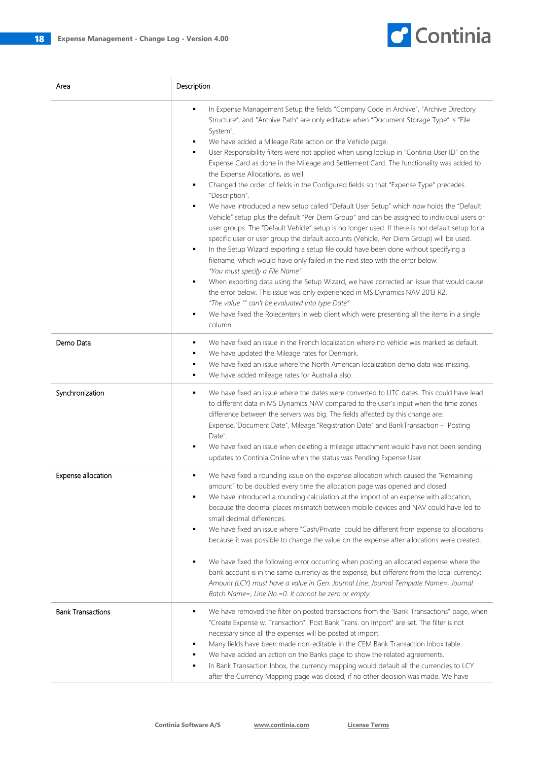| Area | Description |
|---|---|
| | ▪ In Expense Management Setup the fields "Company Code in Archive", "Archive Directory Structure", and "Archive Path" are only editable when "Document Storage Type" is "File System".<br>▪ We have added a Mileage Rate action on the Vehicle page.<br>▪ User Responsibility filters were not applied when using lookup in "Continia User ID" on the Expense Card as done in the Mileage and Settlement Card. The functionality was added to the Expense Allocations, as well.<br>▪ Changed the order of fields in the Configured fields so that "Expense Type" precedes "Description".<br>▪ We have introduced a new setup called "Default User Setup" which now holds the "Default Vehicle" setup plus the default "Per Diem Group" and can be assigned to individual users or user groups. The "Default Vehicle" setup is no longer used. If there is not default setup for a specific user or user group the default accounts (Vehicle, Per Diem Group) will be used.<br>▪ In the Setup Wizard exporting a setup file could have been done without specifying a filename, which would have only failed in the next step with the error below:<br>*"You must specify a File Name"*<br>▪ When exporting data using the Setup Wizard, we have corrected an issue that would cause the error below. This issue was only experienced in MS Dynamics NAV 2013 R2.<br>*"The value "" can't be evaluated into type Date"*<br>▪ We have fixed the Rolecenters in web client which were presenting all the items in a single column. |
| Demo Data | ▪ We have fixed an issue in the French localization where no vehicle was marked as default.<br>▪ We have updated the Mileage rates for Denmark.<br>▪ We have fixed an issue where the North American localization demo data was missing.<br>▪ We have added mileage rates for Australia also. |
| Synchronization | ▪ We have fixed an issue where the dates were converted to UTC dates. This could have lead to different data in MS Dynamics NAV compared to the user's input when the time zones difference between the servers was big. The fields affected by this change are: Expense."Document Date", Mileage."Registration Date" and BankTransaction - "Posting Date".<br>▪ We have fixed an issue when deleting a mileage attachment would have not been sending updates to Continia Online when the status was Pending Expense User. |
| Expense allocation | ▪ We have fixed a rounding issue on the expense allocation which caused the "Remaining amount" to be doubled every time the allocation page was opened and closed.<br>▪ We have introduced a rounding calculation at the import of an expense with allocation, because the decimal places mismatch between mobile devices and NAV could have led to small decimal differences.<br>▪ We have fixed an issue where "Cash/Private" could be different from expense to allocations because it was possible to change the value on the expense after allocations were created.<br>▪ We have fixed the following error occurring when posting an allocated expense where the bank account is in the same currency as the expense, but different from the local currency:<br>*Amount (LCY) must have a value in Gen. Journal Line: Journal Template Name=, Journal Batch Name=, Line No.=0. It cannot be zero or empty.* |
| Bank Transactions | ▪ We have removed the filter on posted transactions from the "Bank Transactions" page, when "Create Expense w. Transaction" "Post Bank Trans. on Import" are set. The filter is not necessary since all the expenses will be posted at import.<br>▪ Many fields have been made non-editable in the CEM Bank Transaction Inbox table.<br>▪ We have added an action on the Banks page to show the related agreements.<br>▪ In Bank Transaction Inbox, the currency mapping would default all the currencies to LCY after the Currency Mapping page was closed, if no other decision was made. We have |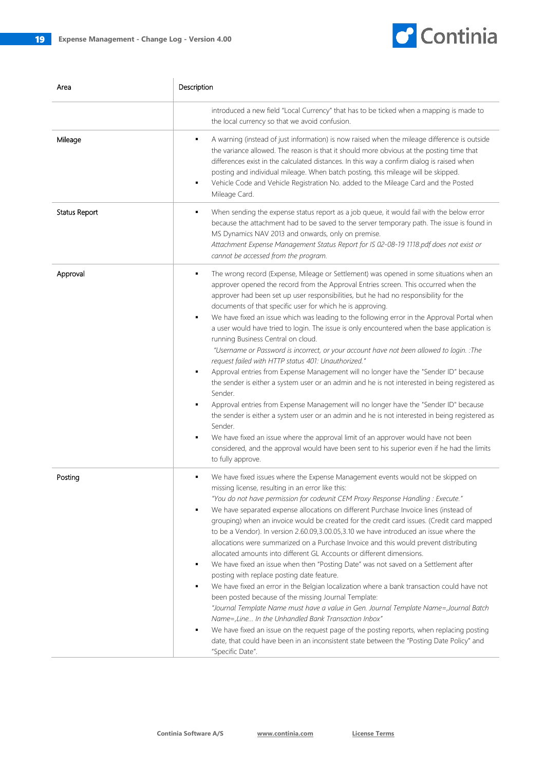| Area | Description |
|---|---|
| | introduced a new field "Local Currency" that has to be ticked when a mapping is made to the local currency so that we avoid confusion. |
| Mileage | ▪ A warning (instead of just information) is now raised when the mileage difference is outside the variance allowed. The reason is that it should more obvious at the posting time that differences exist in the calculated distances. In this way a confirm dialog is raised when posting and individual mileage. When batch posting, this mileage will be skipped.<br>▪ Vehicle Code and Vehicle Registration No. added to the Mileage Card and the Posted Mileage Card. |
| Status Report | ▪ When sending the expense status report as a job queue, it would fail with the below error because the attachment had to be saved to the server temporary path. The issue is found in MS Dynamics NAV 2013 and onwards, only on premise.<br>*Attachment Expense Management Status Report for IS 02-08-19 1118.pdf does not exist or cannot be accessed from the program.* |
| Approval | ▪ The wrong record (Expense, Mileage or Settlement) was opened in some situations when an approver opened the record from the Approval Entries screen. This occurred when the approver had been set up user responsibilities, but he had no responsibility for the documents of that specific user for which he is approving.<br>▪ We have fixed an issue which was leading to the following error in the Approval Portal when a user would have tried to login. The issue is only encountered when the base application is running Business Central on cloud.<br>*"Username or Password is incorrect, or your account have not been allowed to login. :The request failed with HTTP status 401: Unauthorized."*<br>▪ Approval entries from Expense Management will no longer have the "Sender ID" because the sender is either a system user or an admin and he is not interested in being registered as Sender.<br>▪ Approval entries from Expense Management will no longer have the "Sender ID" because the sender is either a system user or an admin and he is not interested in being registered as Sender.<br>▪ We have fixed an issue where the approval limit of an approver would have not been considered, and the approval would have been sent to his superior even if he had the limits to fully approve. |
| Posting | ▪ We have fixed issues where the Expense Management events would not be skipped on missing license, resulting in an error like this:<br>*"You do not have permission for codeunit CEM Proxy Response Handling : Execute."*<br>▪ We have separated expense allocations on different Purchase Invoice lines (instead of grouping) when an invoice would be created for the credit card issues. (Credit card mapped to be a Vendor). In version 2.60.09,3.00.05,3.10 we have introduced an issue where the allocations were summarized on a Purchase Invoice and this would prevent distributing allocated amounts into different GL Accounts or different dimensions.<br>▪ We have fixed an issue when then "Posting Date" was not saved on a Settlement after posting with replace posting date feature.<br>▪ We have fixed an error in the Belgian localization where a bank transaction could have not been posted because of the missing Journal Template:<br>*"Journal Template Name must have a value in Gen. Journal Template Name=,Journal Batch Name=,Line... In the Unhandled Bank Transaction Inbox"*<br>▪ We have fixed an issue on the request page of the posting reports, when replacing posting date, that could have been in an inconsistent state between the "Posting Date Policy" and "Specific Date". |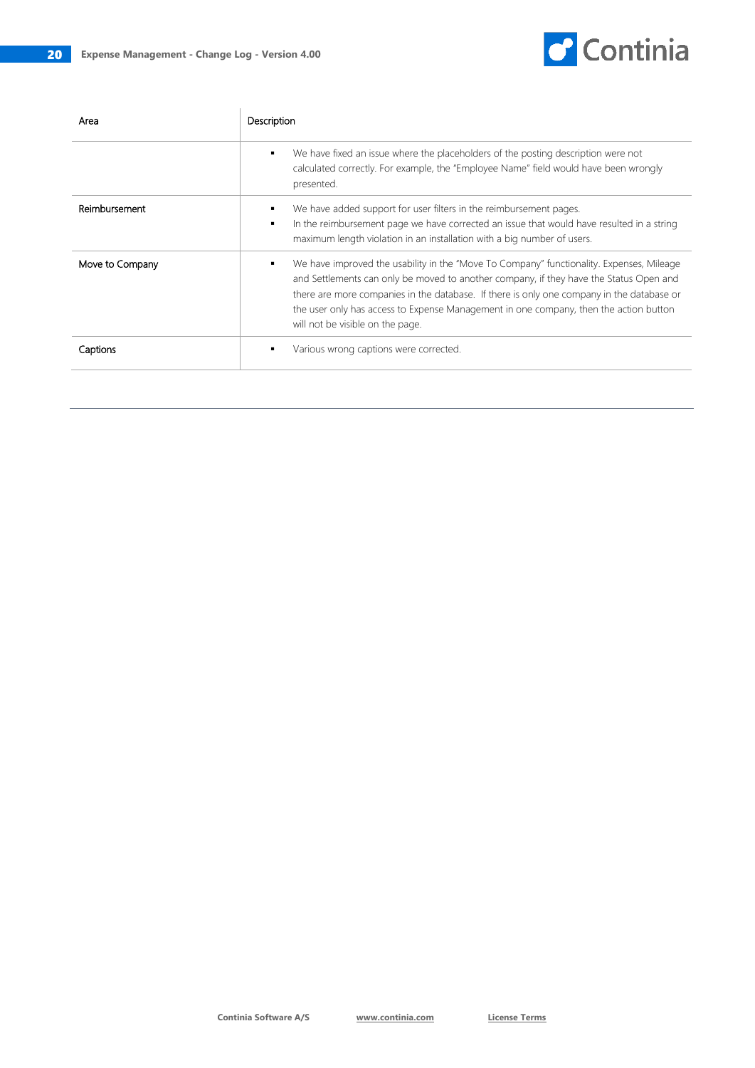| Area | Description |
|---|---|
| | ▪ We have fixed an issue where the placeholders of the posting description were not calculated correctly. For example, the "Employee Name" field would have been wrongly presented. |
| Reimbursement | ▪ We have added support for user filters in the reimbursement pages.<br>▪ In the reimbursement page we have corrected an issue that would have resulted in a string maximum length violation in an installation with a big number of users. |
| Move to Company | ▪ We have improved the usability in the "Move To Company" functionality. Expenses, Mileage and Settlements can only be moved to another company, if they have the Status Open and there are more companies in the database. If there is only one company in the database or the user only has access to Expense Management in one company, then the action button will not be visible on the page. |
| Captions | ▪ Various wrong captions were corrected. |